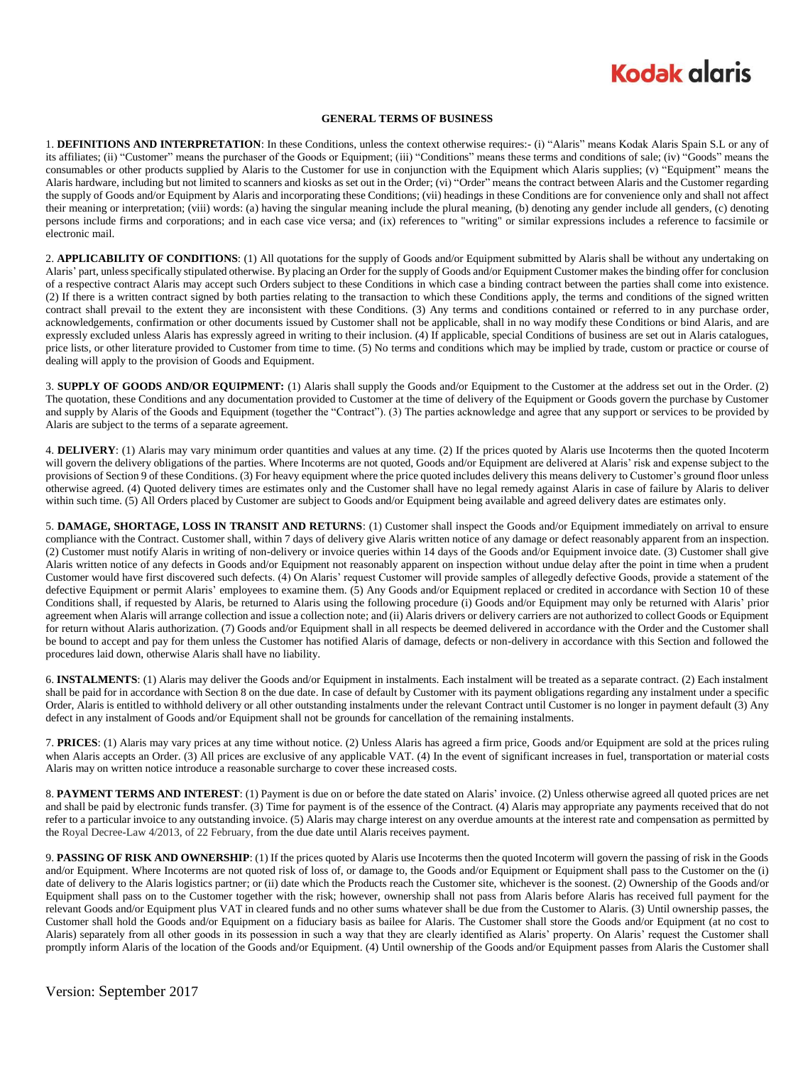Kodak alaris

# GENERAL TERMS OF BUSINESS

1. **DEFINITIONS AND INTERPRETATION**: In these Conditions, unless the context otherwise requires:- (i) "Alaris" means Kodak Alaris Spain S.L or any of its affiliates; (ii) "Customer" means the purchaser of the Goods or Equipment; (iii) "Conditions" means these terms and conditions of sale; (iv) "Goods" means the consumables or other products supplied by Alaris to the Customer for use in conjunction with the Equipment which Alaris supplies; (v) "Equipment" means the Alaris hardware, including but not limited to scanners and kiosks as set out in the Order; (vi) "Order" means the contract between Alaris and the Customer regarding the supply of Goods and/or Equipment by Alaris and incorporating these Conditions; (vii) headings in these Conditions are for convenience only and shall not affect their meaning or interpretation; (viii) words: (a) having the singular meaning include the plural meaning, (b) denoting any gender include all genders, (c) denoting persons include firms and corporations; and in each case vice versa; and (ix) references to "writing" or similar expressions includes a reference to facsimile or electronic mail.

2. **APPLICABILITY OF CONDITIONS**: (1) All quotations for the supply of Goods and/or Equipment submitted by Alaris shall be without any undertaking on Alaris' part, unless specifically stipulated otherwise. By placing an Order for the supply of Goods and/or Equipment Customer makes the binding offer for conclusion of a respective contract Alaris may accept such Orders subject to these Conditions in which case a binding contract between the parties shall come into existence. (2) If there is a written contract signed by both parties relating to the transaction to which these Conditions apply, the terms and conditions of the signed written contract shall prevail to the extent they are inconsistent with these Conditions. (3) Any terms and conditions contained or referred to in any purchase order, acknowledgements, confirmation or other documents issued by Customer shall not be applicable, shall in no way modify these Conditions or bind Alaris, and are expressly excluded unless Alaris has expressly agreed in writing to their inclusion. (4) If applicable, special Conditions of business are set out in Alaris catalogues, price lists, or other literature provided to Customer from time to time. (5) No terms and conditions which may be implied by trade, custom or practice or course of dealing will apply to the provision of Goods and Equipment.

3. **SUPPLY OF GOODS AND/OR EQUIPMENT:** (1) Alaris shall supply the Goods and/or Equipment to the Customer at the address set out in the Order. (2) The quotation, these Conditions and any documentation provided to Customer at the time of delivery of the Equipment or Goods govern the purchase by Customer and supply by Alaris of the Goods and Equipment (together the "Contract"). (3) The parties acknowledge and agree that any support or services to be provided by Alaris are subject to the terms of a separate agreement.

4. **DELIVERY**: (1) Alaris may vary minimum order quantities and values at any time. (2) If the prices quoted by Alaris use Incoterms then the quoted Incoterm will govern the delivery obligations of the parties. Where Incoterms are not quoted, Goods and/or Equipment are delivered at Alaris' risk and expense subject to the provisions of Section 9 of these Conditions. (3) For heavy equipment where the price quoted includes delivery this means delivery to Customer's ground floor unless otherwise agreed. (4) Quoted delivery times are estimates only and the Customer shall have no legal remedy against Alaris in case of failure by Alaris to deliver within such time. (5) All Orders placed by Customer are subject to Goods and/or Equipment being available and agreed delivery dates are estimates only.

5. **DAMAGE, SHORTAGE, LOSS IN TRANSIT AND RETURNS**: (1) Customer shall inspect the Goods and/or Equipment immediately on arrival to ensure compliance with the Contract. Customer shall, within 7 days of delivery give Alaris written notice of any damage or defect reasonably apparent from an inspection. (2) Customer must notify Alaris in writing of non-delivery or invoice queries within 14 days of the Goods and/or Equipment invoice date. (3) Customer shall give Alaris written notice of any defects in Goods and/or Equipment not reasonably apparent on inspection without undue delay after the point in time when a prudent Customer would have first discovered such defects. (4) On Alaris' request Customer will provide samples of allegedly defective Goods, provide a statement of the defective Equipment or permit Alaris' employees to examine them. (5) Any Goods and/or Equipment replaced or credited in accordance with Section 10 of these Conditions shall, if requested by Alaris, be returned to Alaris using the following procedure (i) Goods and/or Equipment may only be returned with Alaris' prior agreement when Alaris will arrange collection and issue a collection note; and (ii) Alaris drivers or delivery carriers are not authorized to collect Goods or Equipment for return without Alaris authorization. (7) Goods and/or Equipment shall in all respects be deemed delivered in accordance with the Order and the Customer shall be bound to accept and pay for them unless the Customer has notified Alaris of damage, defects or non-delivery in accordance with this Section and followed the procedures laid down, otherwise Alaris shall have no liability.

6. **INSTALMENTS**: (1) Alaris may deliver the Goods and/or Equipment in instalments. Each instalment will be treated as a separate contract. (2) Each instalment shall be paid for in accordance with Section 8 on the due date. In case of default by Customer with its payment obligations regarding any instalment under a specific Order, Alaris is entitled to withhold delivery or all other outstanding instalments under the relevant Contract until Customer is no longer in payment default (3) Any defect in any instalment of Goods and/or Equipment shall not be grounds for cancellation of the remaining instalments.

7. **PRICES**: (1) Alaris may vary prices at any time without notice. (2) Unless Alaris has agreed a firm price, Goods and/or Equipment are sold at the prices ruling when Alaris accepts an Order. (3) All prices are exclusive of any applicable VAT. (4) In the event of significant increases in fuel, transportation or material costs Alaris may on written notice introduce a reasonable surcharge to cover these increased costs.

8. **PAYMENT TERMS AND INTEREST**: (1) Payment is due on or before the date stated on Alaris' invoice. (2) Unless otherwise agreed all quoted prices are net and shall be paid by electronic funds transfer. (3) Time for payment is of the essence of the Contract. (4) Alaris may appropriate any payments received that do not refer to a particular invoice to any outstanding invoice. (5) Alaris may charge interest on any overdue amounts at the interest rate and compensation as permitted by the Royal Decree-Law 4/2013, of 22 February, from the due date until Alaris receives payment.

9. **PASSING OF RISK AND OWNERSHIP**: (1) If the prices quoted by Alaris use Incoterms then the quoted Incoterm will govern the passing of risk in the Goods and/or Equipment. Where Incoterms are not quoted risk of loss of, or damage to, the Goods and/or Equipment or Equipment shall pass to the Customer on the (i) date of delivery to the Alaris logistics partner; or (ii) date which the Products reach the Customer site, whichever is the soonest. (2) Ownership of the Goods and/or Equipment shall pass on to the Customer together with the risk; however, ownership shall not pass from Alaris before Alaris has received full payment for the relevant Goods and/or Equipment plus VAT in cleared funds and no other sums whatever shall be due from the Customer to Alaris. (3) Until ownership passes, the Customer shall hold the Goods and/or Equipment on a fiduciary basis as bailee for Alaris. The Customer shall store the Goods and/or Equipment (at no cost to Alaris) separately from all other goods in its possession in such a way that they are clearly identified as Alaris' property. On Alaris' request the Customer shall promptly inform Alaris of the location of the Goods and/or Equipment. (4) Until ownership of the Goods and/or Equipment passes from Alaris the Customer shall

Version: September 2017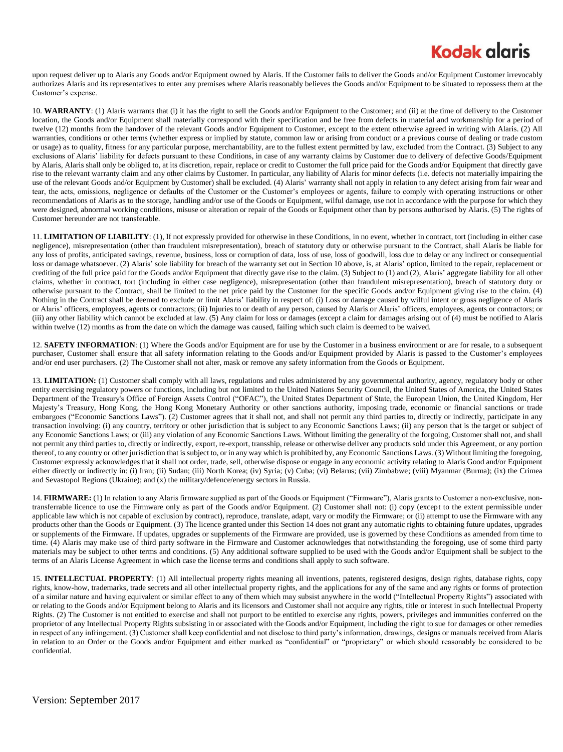upon request deliver up to Alaris any Goods and/or Equipment owned by Alaris. If the Customer fails to deliver the Goods and/or Equipment Customer irrevocably authorizes Alaris and its representatives to enter any premises where Alaris reasonably believes the Goods and/or Equipment to be situated to repossess them at the Customer's expense.

10. **WARRANTY**: (1) Alaris warrants that (i) it has the right to sell the Goods and/or Equipment to the Customer; and (ii) at the time of delivery to the Customer location, the Goods and/or Equipment shall materially correspond with their specification and be free from defects in material and workmanship for a period of twelve (12) months from the handover of the relevant Goods and/or Equipment to Customer, except to the extent otherwise agreed in writing with Alaris. (2) All warranties, conditions or other terms (whether express or implied by statute, common law or arising from conduct or a previous course of dealing or trade custom or usage) as to quality, fitness for any particular purpose, merchantability, are to the fullest extent permitted by law, excluded from the Contract. (3) Subject to any exclusions of Alaris' liability for defects pursuant to these Conditions, in case of any warranty claims by Customer due to delivery of defective Goods/Equipment by Alaris, Alaris shall only be obliged to, at its discretion, repair, replace or credit to Customer the full price paid for the Goods and/or Equipment that directly gave rise to the relevant warranty claim and any other claims by Customer. In particular, any liability of Alaris for minor defects (i.e. defects not materially impairing the use of the relevant Goods and/or Equipment by Customer) shall be excluded. (4) Alaris' warranty shall not apply in relation to any defect arising from fair wear and tear, the acts, omissions, negligence or defaults of the Customer or the Customer's employees or agents, failure to comply with operating instructions or other recommendations of Alaris as to the storage, handling and/or use of the Goods or Equipment, wilful damage, use not in accordance with the purpose for which they were designed, abnormal working conditions, misuse or alteration or repair of the Goods or Equipment other than by persons authorised by Alaris. (5) The rights of Customer hereunder are not transferable.

11. **LIMITATION OF LIABILITY**: (1), If not expressly provided for otherwise in these Conditions, in no event, whether in contract, tort (including in either case negligence), misrepresentation (other than fraudulent misrepresentation), breach of statutory duty or otherwise pursuant to the Contract, shall Alaris be liable for any loss of profits, anticipated savings, revenue, business, loss or corruption of data, loss of use, loss of goodwill, loss due to delay or any indirect or consequential loss or damage whatsoever. (2) Alaris' sole liability for breach of the warranty set out in Section 10 above, is, at Alaris' option, limited to the repair, replacement or crediting of the full price paid for the Goods and/or Equipment that directly gave rise to the claim. (3) Subject to (1) and (2), Alaris' aggregate liability for all other claims, whether in contract, tort (including in either case negligence), misrepresentation (other than fraudulent misrepresentation), breach of statutory duty or otherwise pursuant to the Contract, shall be limited to the net price paid by the Customer for the specific Goods and/or Equipment giving rise to the claim. (4) Nothing in the Contract shall be deemed to exclude or limit Alaris' liability in respect of: (i) Loss or damage caused by wilful intent or gross negligence of Alaris or Alaris' officers, employees, agents or contractors; (ii) Injuries to or death of any person, caused by Alaris or Alaris' officers, employees, agents or contractors; or (iii) any other liability which cannot be excluded at law. (5) Any claim for loss or damages (except a claim for damages arising out of (4) must be notified to Alaris within twelve (12) months as from the date on which the damage was caused, failing which such claim is deemed to be waived.

12. **SAFETY INFORMATION**: (1) Where the Goods and/or Equipment are for use by the Customer in a business environment or are for resale, to a subsequent purchaser, Customer shall ensure that all safety information relating to the Goods and/or Equipment provided by Alaris is passed to the Customer's employees and/or end user purchasers. (2) The Customer shall not alter, mask or remove any safety information from the Goods or Equipment.

13. **LIMITATION:** (1) Customer shall comply with all laws, regulations and rules administered by any governmental authority, agency, regulatory body or other entity exercising regulatory powers or functions, including but not limited to the United Nations Security Council, the United States of America, the United States Department of the Treasury's Office of Foreign Assets Control ("OFAC"), the United States Department of State, the European Union, the United Kingdom, Her Majesty's Treasury, Hong Kong, the Hong Kong Monetary Authority or other sanctions authority, imposing trade, economic or financial sanctions or trade embargoes ("Economic Sanctions Laws"). (2) Customer agrees that it shall not, and shall not permit any third parties to, directly or indirectly, participate in any transaction involving: (i) any country, territory or other jurisdiction that is subject to any Economic Sanctions Laws; (ii) any person that is the target or subject of any Economic Sanctions Laws; or (iii) any violation of any Economic Sanctions Laws. Without limiting the generality of the forgoing, Customer shall not, and shall not permit any third parties to, directly or indirectly, export, re-export, transship, release or otherwise deliver any products sold under this Agreement, or any portion thereof, to any country or other jurisdiction that is subject to, or in any way which is prohibited by, any Economic Sanctions Laws. (3) Without limiting the foregoing, Customer expressly acknowledges that it shall not order, trade, sell, otherwise dispose or engage in any economic activity relating to Alaris Good and/or Equipment either directly or indirectly in: (i) Iran; (ii) Sudan; (iii) North Korea; (iv) Syria; (v) Cuba; (vi) Belarus; (vii) Zimbabwe; (viii) Myanmar (Burma); (ix) the Crimea and Sevastopol Regions (Ukraine); and (x) the military/defence/energy sectors in Russia.

14. **FIRMWARE:** (1) In relation to any Alaris firmware supplied as part of the Goods or Equipment ("Firmware"), Alaris grants to Customer a non-exclusive, non-transferrable licence to use the Firmware only as part of the Goods and/or Equipment. (2) Customer shall not: (i) copy (except to the extent permissible under applicable law which is not capable of exclusion by contract), reproduce, translate, adapt, vary or modify the Firmware; or (ii) attempt to use the Firmware with any products other than the Goods or Equipment. (3) The licence granted under this Section 14 does not grant any automatic rights to obtaining future updates, upgrades or supplements of the Firmware. If updates, upgrades or supplements of the Firmware are provided, use is governed by these Conditions as amended from time to time. (4) Alaris may make use of third party software in the Firmware and Customer acknowledges that notwithstanding the foregoing, use of some third party materials may be subject to other terms and conditions. (5) Any additional software supplied to be used with the Goods and/or Equipment shall be subject to the terms of an Alaris License Agreement in which case the license terms and conditions shall apply to such software.

15. **INTELLECTUAL PROPERTY**: (1) All intellectual property rights meaning all inventions, patents, registered designs, design rights, database rights, copy rights, know-how, trademarks, trade secrets and all other intellectual property rights, and the applications for any of the same and any rights or forms of protection of a similar nature and having equivalent or similar effect to any of them which may subsist anywhere in the world ("Intellectual Property Rights") associated with or relating to the Goods and/or Equipment belong to Alaris and its licensors and Customer shall not acquire any rights, title or interest in such Intellectual Property Rights. (2) The Customer is not entitled to exercise and shall not purport to be entitled to exercise any rights, powers, privileges and immunities conferred on the proprietor of any Intellectual Property Rights subsisting in or associated with the Goods and/or Equipment, including the right to sue for damages or other remedies in respect of any infringement. (3) Customer shall keep confidential and not disclose to third party's information, drawings, designs or manuals received from Alaris in relation to an Order or the Goods and/or Equipment and either marked as "confidential" or "proprietary" or which should reasonably be considered to be confidential.

Version: September 2017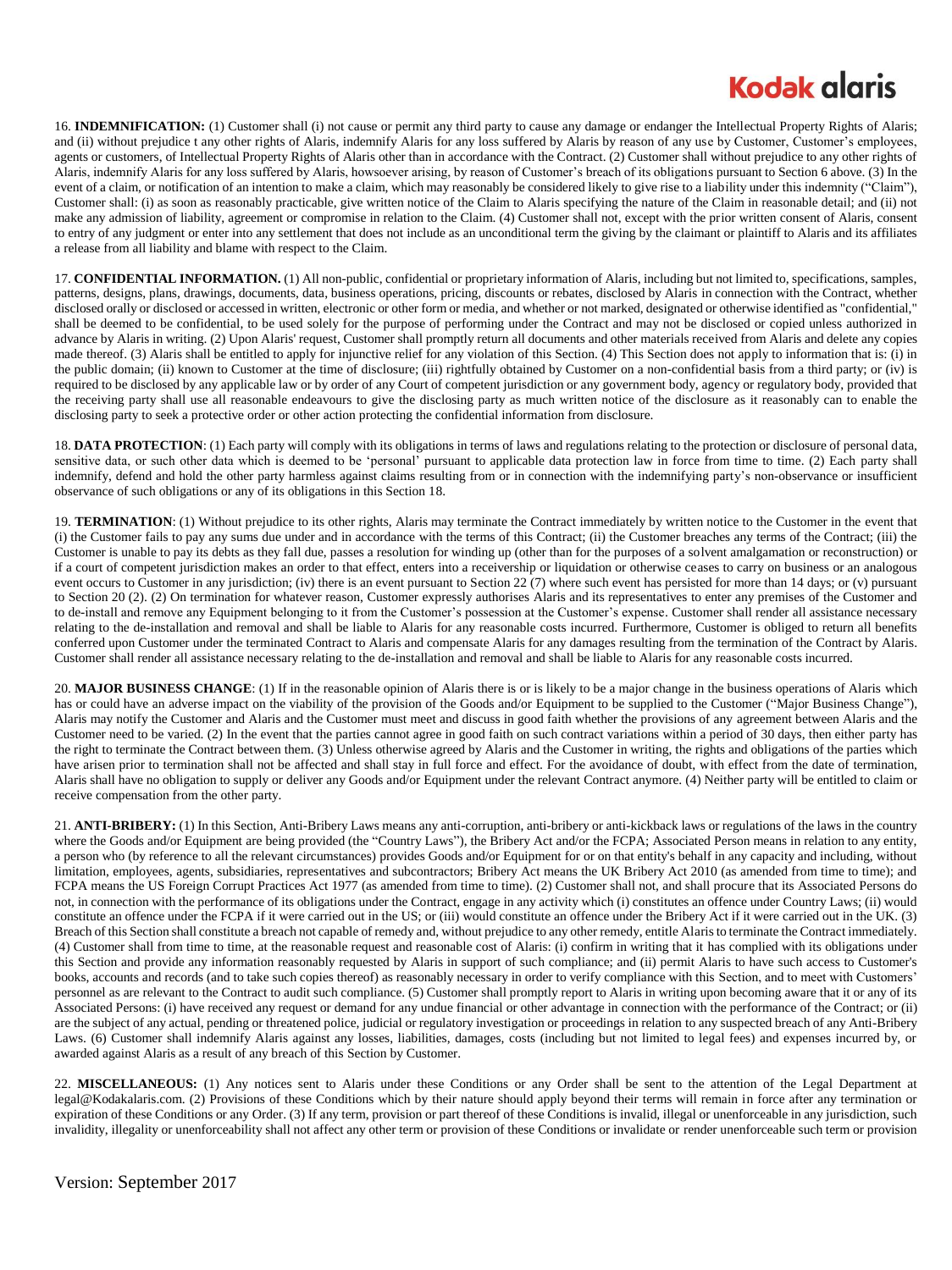16. **INDEMNIFICATION:** (1) Customer shall (i) not cause or permit any third party to cause any damage or endanger the Intellectual Property Rights of Alaris; and (ii) without prejudice t any other rights of Alaris, indemnify Alaris for any loss suffered by Alaris by reason of any use by Customer, Customer's employees, agents or customers, of Intellectual Property Rights of Alaris other than in accordance with the Contract. (2) Customer shall without prejudice to any other rights of Alaris, indemnify Alaris for any loss suffered by Alaris, howsoever arising, by reason of Customer's breach of its obligations pursuant to Section 6 above. (3) In the event of a claim, or notification of an intention to make a claim, which may reasonably be considered likely to give rise to a liability under this indemnity ("Claim"), Customer shall: (i) as soon as reasonably practicable, give written notice of the Claim to Alaris specifying the nature of the Claim in reasonable detail; and (ii) not make any admission of liability, agreement or compromise in relation to the Claim. (4) Customer shall not, except with the prior written consent of Alaris, consent to entry of any judgment or enter into any settlement that does not include as an unconditional term the giving by the claimant or plaintiff to Alaris and its affiliates a release from all liability and blame with respect to the Claim.

17. **CONFIDENTIAL INFORMATION.** (1) All non-public, confidential or proprietary information of Alaris, including but not limited to, specifications, samples, patterns, designs, plans, drawings, documents, data, business operations, pricing, discounts or rebates, disclosed by Alaris in connection with the Contract, whether disclosed orally or disclosed or accessed in written, electronic or other form or media, and whether or not marked, designated or otherwise identified as "confidential," shall be deemed to be confidential, to be used solely for the purpose of performing under the Contract and may not be disclosed or copied unless authorized in advance by Alaris in writing. (2) Upon Alaris' request, Customer shall promptly return all documents and other materials received from Alaris and delete any copies made thereof. (3) Alaris shall be entitled to apply for injunctive relief for any violation of this Section. (4) This Section does not apply to information that is: (i) in the public domain; (ii) known to Customer at the time of disclosure; (iii) rightfully obtained by Customer on a non-confidential basis from a third party; or (iv) is required to be disclosed by any applicable law or by order of any Court of competent jurisdiction or any government body, agency or regulatory body, provided that the receiving party shall use all reasonable endeavours to give the disclosing party as much written notice of the disclosure as it reasonably can to enable the disclosing party to seek a protective order or other action protecting the confidential information from disclosure.

18. **DATA PROTECTION**: (1) Each party will comply with its obligations in terms of laws and regulations relating to the protection or disclosure of personal data, sensitive data, or such other data which is deemed to be 'personal' pursuant to applicable data protection law in force from time to time. (2) Each party shall indemnify, defend and hold the other party harmless against claims resulting from or in connection with the indemnifying party's non-observance or insufficient observance of such obligations or any of its obligations in this Section 18.

19. **TERMINATION**: (1) Without prejudice to its other rights, Alaris may terminate the Contract immediately by written notice to the Customer in the event that (i) the Customer fails to pay any sums due under and in accordance with the terms of this Contract; (ii) the Customer breaches any terms of the Contract; (iii) the Customer is unable to pay its debts as they fall due, passes a resolution for winding up (other than for the purposes of a solvent amalgamation or reconstruction) or if a court of competent jurisdiction makes an order to that effect, enters into a receivership or liquidation or otherwise ceases to carry on business or an analogous event occurs to Customer in any jurisdiction; (iv) there is an event pursuant to Section 22 (7) where such event has persisted for more than 14 days; or (v) pursuant to Section 20 (2). (2) On termination for whatever reason, Customer expressly authorises Alaris and its representatives to enter any premises of the Customer and to de-install and remove any Equipment belonging to it from the Customer's possession at the Customer's expense. Customer shall render all assistance necessary relating to the de-installation and removal and shall be liable to Alaris for any reasonable costs incurred. Furthermore, Customer is obliged to return all benefits conferred upon Customer under the terminated Contract to Alaris and compensate Alaris for any damages resulting from the termination of the Contract by Alaris. Customer shall render all assistance necessary relating to the de-installation and removal and shall be liable to Alaris for any reasonable costs incurred.

20. **MAJOR BUSINESS CHANGE**: (1) If in the reasonable opinion of Alaris there is or is likely to be a major change in the business operations of Alaris which has or could have an adverse impact on the viability of the provision of the Goods and/or Equipment to be supplied to the Customer ("Major Business Change"), Alaris may notify the Customer and Alaris and the Customer must meet and discuss in good faith whether the provisions of any agreement between Alaris and the Customer need to be varied. (2) In the event that the parties cannot agree in good faith on such contract variations within a period of 30 days, then either party has the right to terminate the Contract between them. (3) Unless otherwise agreed by Alaris and the Customer in writing, the rights and obligations of the parties which have arisen prior to termination shall not be affected and shall stay in full force and effect. For the avoidance of doubt, with effect from the date of termination, Alaris shall have no obligation to supply or deliver any Goods and/or Equipment under the relevant Contract anymore. (4) Neither party will be entitled to claim or receive compensation from the other party.

21. **ANTI-BRIBERY:** (1) In this Section, Anti-Bribery Laws means any anti-corruption, anti-bribery or anti-kickback laws or regulations of the laws in the country where the Goods and/or Equipment are being provided (the "Country Laws"), the Bribery Act and/or the FCPA; Associated Person means in relation to any entity, a person who (by reference to all the relevant circumstances) provides Goods and/or Equipment for or on that entity's behalf in any capacity and including, without limitation, employees, agents, subsidiaries, representatives and subcontractors; Bribery Act means the UK Bribery Act 2010 (as amended from time to time); and FCPA means the US Foreign Corrupt Practices Act 1977 (as amended from time to time). (2) Customer shall not, and shall procure that its Associated Persons do not, in connection with the performance of its obligations under the Contract, engage in any activity which (i) constitutes an offence under Country Laws; (ii) would constitute an offence under the FCPA if it were carried out in the US; or (iii) would constitute an offence under the Bribery Act if it were carried out in the UK. (3) Breach of this Section shall constitute a breach not capable of remedy and, without prejudice to any other remedy, entitle Alaris to terminate the Contract immediately. (4) Customer shall from time to time, at the reasonable request and reasonable cost of Alaris: (i) confirm in writing that it has complied with its obligations under this Section and provide any information reasonably requested by Alaris in support of such compliance; and (ii) permit Alaris to have such access to Customer's books, accounts and records (and to take such copies thereof) as reasonably necessary in order to verify compliance with this Section, and to meet with Customers' personnel as are relevant to the Contract to audit such compliance. (5) Customer shall promptly report to Alaris in writing upon becoming aware that it or any of its Associated Persons: (i) have received any request or demand for any undue financial or other advantage in connection with the performance of the Contract; or (ii) are the subject of any actual, pending or threatened police, judicial or regulatory investigation or proceedings in relation to any suspected breach of any Anti-Bribery Laws. (6) Customer shall indemnify Alaris against any losses, liabilities, damages, costs (including but not limited to legal fees) and expenses incurred by, or awarded against Alaris as a result of any breach of this Section by Customer.

22. **MISCELLANEOUS:** (1) Any notices sent to Alaris under these Conditions or any Order shall be sent to the attention of the Legal Department at legal@Kodakalaris.com. (2) Provisions of these Conditions which by their nature should apply beyond their terms will remain in force after any termination or expiration of these Conditions or any Order. (3) If any term, provision or part thereof of these Conditions is invalid, illegal or unenforceable in any jurisdiction, such invalidity, illegality or unenforceability shall not affect any other term or provision of these Conditions or invalidate or render unenforceable such term or provision

Version: September 2017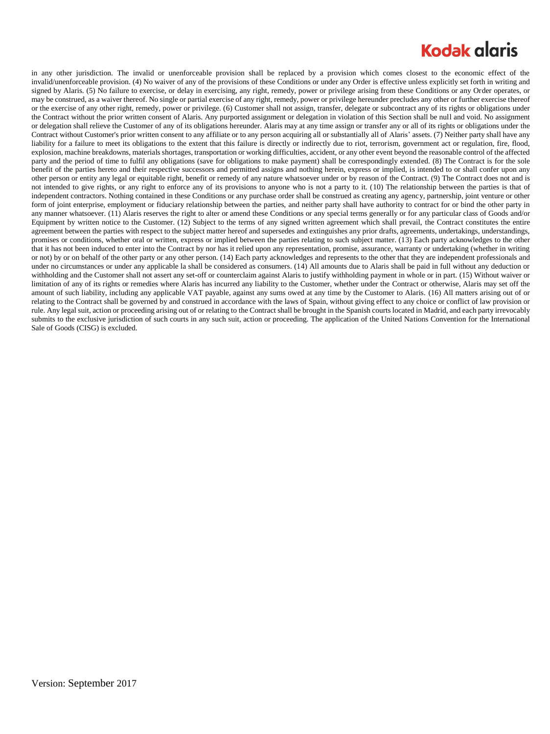in any other jurisdiction. The invalid or unenforceable provision shall be replaced by a provision which comes closest to the economic effect of the invalid/unenforceable provision. (4) No waiver of any of the provisions of these Conditions or under any Order is effective unless explicitly set forth in writing and signed by Alaris. (5) No failure to exercise, or delay in exercising, any right, remedy, power or privilege arising from these Conditions or any Order operates, or may be construed, as a waiver thereof. No single or partial exercise of any right, remedy, power or privilege hereunder precludes any other or further exercise thereof or the exercise of any other right, remedy, power or privilege. (6) Customer shall not assign, transfer, delegate or subcontract any of its rights or obligations under the Contract without the prior written consent of Alaris. Any purported assignment or delegation in violation of this Section shall be null and void. No assignment or delegation shall relieve the Customer of any of its obligations hereunder. Alaris may at any time assign or transfer any or all of its rights or obligations under the Contract without Customer's prior written consent to any affiliate or to any person acquiring all or substantially all of Alaris' assets. (7) Neither party shall have any liability for a failure to meet its obligations to the extent that this failure is directly or indirectly due to riot, terrorism, government act or regulation, fire, flood, explosion, machine breakdowns, materials shortages, transportation or working difficulties, accident, or any other event beyond the reasonable control of the affected party and the period of time to fulfil any obligations (save for obligations to make payment) shall be correspondingly extended. (8) The Contract is for the sole benefit of the parties hereto and their respective successors and permitted assigns and nothing herein, express or implied, is intended to or shall confer upon any other person or entity any legal or equitable right, benefit or remedy of any nature whatsoever under or by reason of the Contract. (9) The Contract does not and is not intended to give rights, or any right to enforce any of its provisions to anyone who is not a party to it. (10) The relationship between the parties is that of independent contractors. Nothing contained in these Conditions or any purchase order shall be construed as creating any agency, partnership, joint venture or other form of joint enterprise, employment or fiduciary relationship between the parties, and neither party shall have authority to contract for or bind the other party in any manner whatsoever. (11) Alaris reserves the right to alter or amend these Conditions or any special terms generally or for any particular class of Goods and/or Equipment by written notice to the Customer. (12) Subject to the terms of any signed written agreement which shall prevail, the Contract constitutes the entire agreement between the parties with respect to the subject matter hereof and supersedes and extinguishes any prior drafts, agreements, undertakings, understandings, promises or conditions, whether oral or written, express or implied between the parties relating to such subject matter. (13) Each party acknowledges to the other that it has not been induced to enter into the Contract by nor has it relied upon any representation, promise, assurance, warranty or undertaking (whether in writing or not) by or on behalf of the other party or any other person. (14) Each party acknowledges and represents to the other that they are independent professionals and under no circumstances or under any applicable la shall be considered as consumers. (14) All amounts due to Alaris shall be paid in full without any deduction or withholding and the Customer shall not assert any set-off or counterclaim against Alaris to justify withholding payment in whole or in part. (15) Without waiver or limitation of any of its rights or remedies where Alaris has incurred any liability to the Customer, whether under the Contract or otherwise, Alaris may set off the amount of such liability, including any applicable VAT payable, against any sums owed at any time by the Customer to Alaris. (16) All matters arising out of or relating to the Contract shall be governed by and construed in accordance with the laws of Spain, without giving effect to any choice or conflict of law provision or rule. Any legal suit, action or proceeding arising out of or relating to the Contract shall be brought in the Spanish courts located in Madrid, and each party irrevocably submits to the exclusive jurisdiction of such courts in any such suit, action or proceeding. The application of the United Nations Convention for the International Sale of Goods (CISG) is excluded.

Version: September 2017